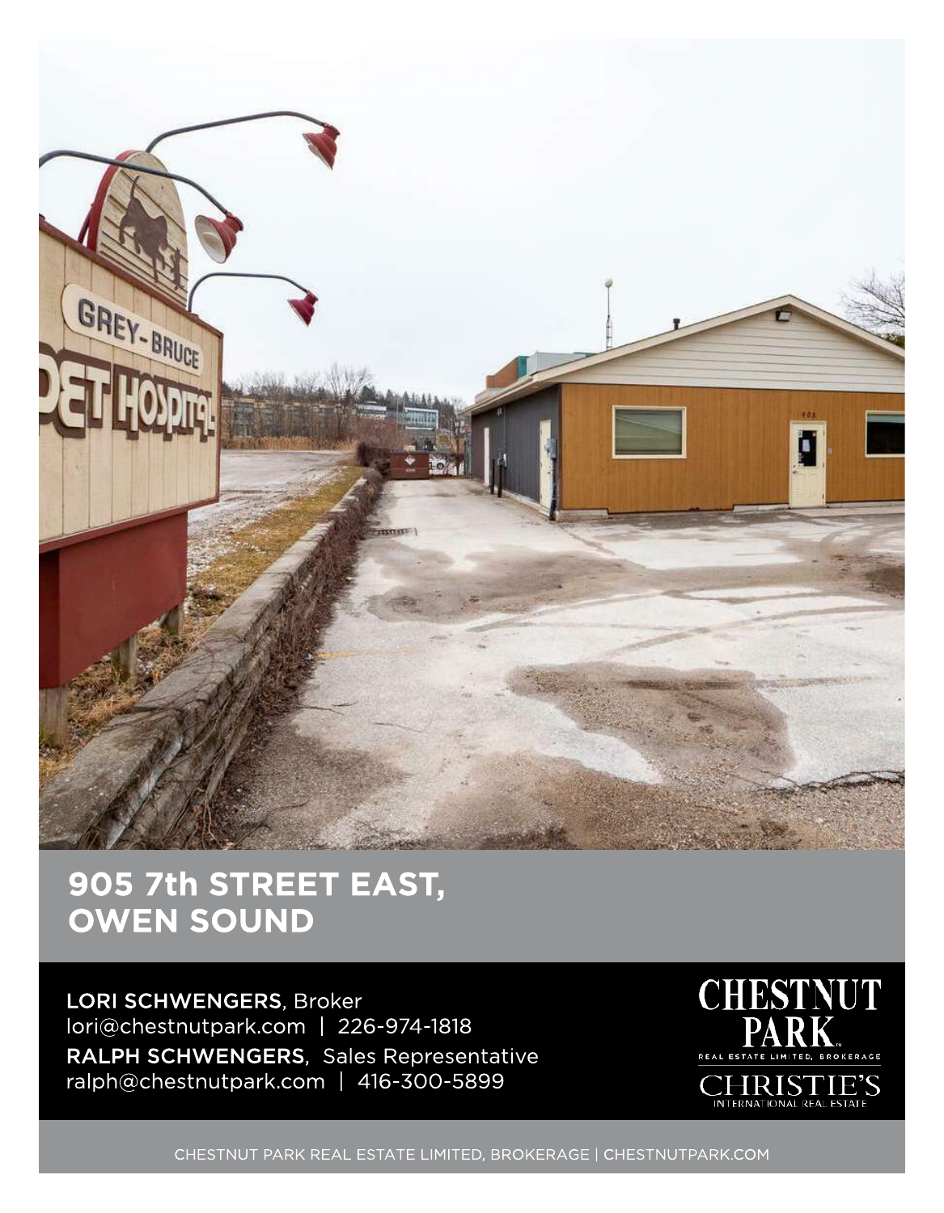# 905 7th STREET EAST, OWEN SOUND

**LORI SCHWENGERS**, Broker
lori@chestnutpark.com | 226-974-1818

**RALPH SCHWENGERS**, Sales Representative
ralph@chestnutpark.com | 416-300-5899

CHESTNUT PARK REAL ESTATE LIMITED, BROKERAGE

CHRISTIE'S INTERNATIONAL REAL ESTATE

CHESTNUT PARK REAL ESTATE LIMITED, BROKERAGE | CHESTNUTPARK.COM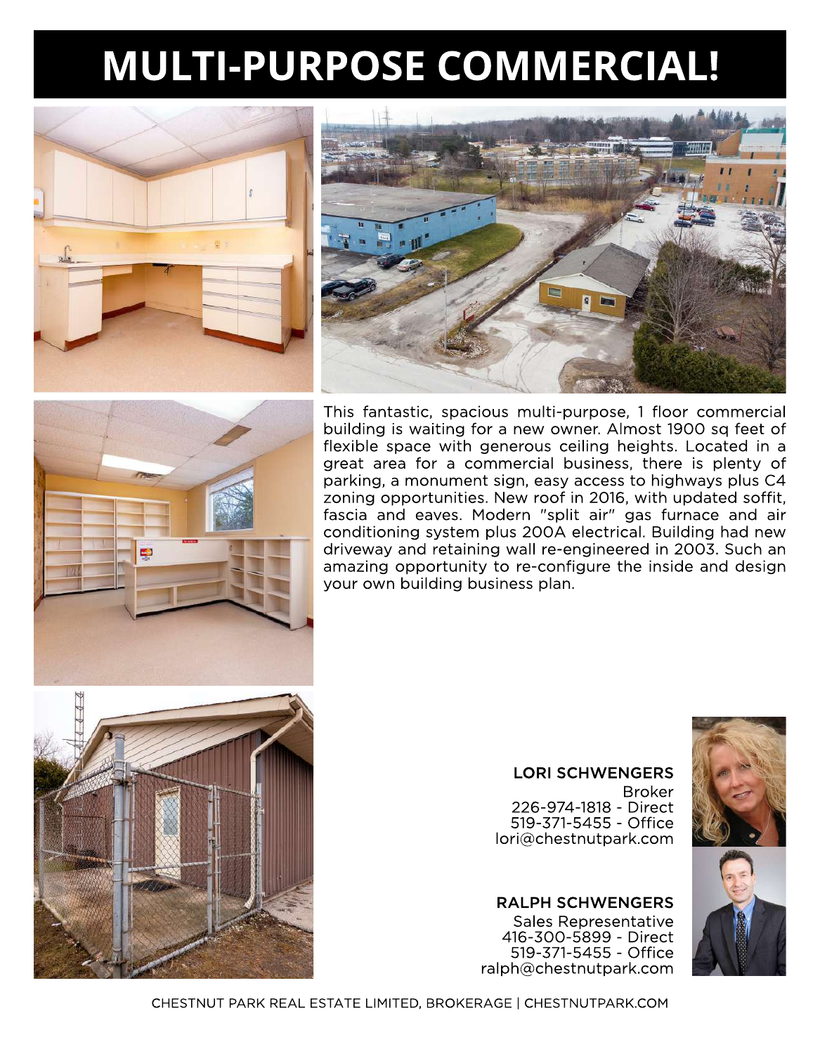# MULTI-PURPOSE COMMERCIAL!

This fantastic, spacious multi-purpose, 1 floor commercial building is waiting for a new owner. Almost 1900 sq feet of flexible space with generous ceiling heights. Located in a great area for a commercial business, there is plenty of parking, a monument sign, easy access to highways plus C4 zoning opportunities. New roof in 2016, with updated soffit, fascia and eaves. Modern "split air" gas furnace and air conditioning system plus 200A electrical. Building had new driveway and retaining wall re-engineered in 2003. Such an amazing opportunity to re-configure the inside and design your own building business plan.

**LORI SCHWENGERS**
Broker
226-974-1818 - Direct
519-371-5455 - Office
lori@chestnutpark.com

**RALPH SCHWENGERS**
Sales Representative
416-300-5899 - Direct
519-371-5455 - Office
ralph@chestnutpark.com

CHESTNUT PARK REAL ESTATE LIMITED, BROKERAGE | CHESTNUTPARK.COM